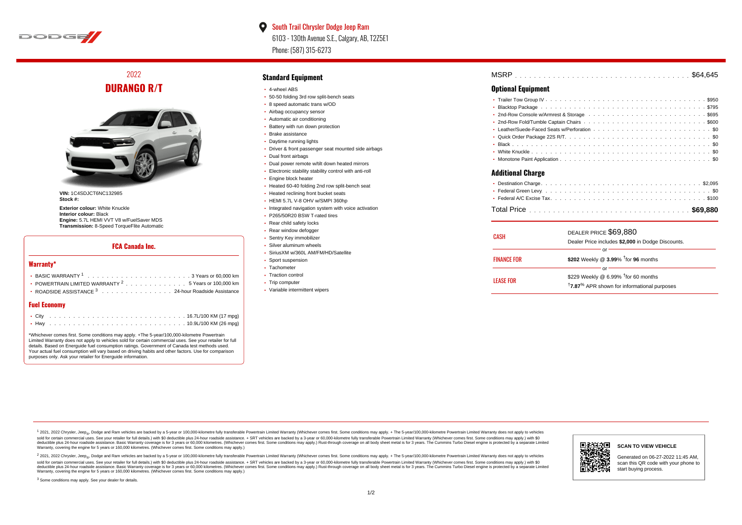South Trail Chrysler Dodge Jeep Ram
6103 - 130th Avenue S.E., Calgary, AB, T2Z5E1
Phone: (587) 315-6273

# 2022 DURANGO R/T

**VIN:** 1C4SDJCT6NC132985
**Stock #:**

**Exterior colour:** White Knuckle
**Interior colour:** Black
**Engine:** 5.7L HEMI VVT V8 w/FuelSaver MDS
**Transmission:** 8-Speed TorqueFlite Automatic

## FCA Canada Inc.

### Warranty*

- BASIC WARRANTY [1] . . . 3 Years or 60,000 km
- POWERTRAIN LIMITED WARRANTY [2] . . . 5 Years or 100,000 km
- ROADSIDE ASSISTANCE [3] . . . 24-hour Roadside Assistance

### Fuel Economy

- City . . . 16.7L/100 KM (17 mpg)
- Hwy . . . 10.9L/100 KM (26 mpg)

*Whichever comes first. Some conditions may apply. +The 5-year/100,000-kilometre Powertrain Limited Warranty does not apply to vehicles sold for certain commercial uses. See your retailer for full details. Based on Energuide fuel consumption ratings. Government of Canada test methods used. Your actual fuel consumption will vary based on driving habits and other factors. Use for comparison purposes only. Ask your retailer for Energuide information.

## Standard Equipment

- 4-wheel ABS
- 50-50 folding 3rd row split-bench seats
- 8 speed automatic trans w/OD
- Airbag occupancy sensor
- Automatic air conditioning
- Battery with run down protection
- Brake assistance
- Daytime running lights
- Driver & front passenger seat mounted side airbags
- Dual front airbags
- Dual power remote w/tilt down heated mirrors
- Electronic stability stability control with anti-roll
- Engine block heater
- Heated 60-40 folding 2nd row split-bench seat
- Heated reclining front bucket seats
- HEMI 5.7L V-8 OHV w/SMPI 360hp
- Integrated navigation system with voice activation
- P265/50R20 BSW T-rated tires
- Rear child safety locks
- Rear window defogger
- Sentry Key immobilizer
- Silver aluminum wheels
- SiriusXM w/360L AM/FM/HD/Satellite
- Sport suspension
- Tachometer
- Traction control
- Trip computer
- Variable intermittent wipers

MSRP . . . $64,645

## Optional Equipment

- Trailer Tow Group IV . . . $950
- Blacktop Package . . . $795
- 2nd-Row Console w/Armrest & Storage . . . $695
- 2nd-Row Fold/Tumble Captain Chairs . . . $600
- Leather/Suede-Faced Seats w/Perforation . . . $0
- Quick Order Package 22S R/T. . . . $0
- Black . . . $0
- White Knuckle . . . $0
- Monotone Paint Application . . . $0

## Additional Charge

- Destination Charge . . . $2,095
- Federal Green Levy . . . $0
- Federal A/C Excise Tax . . . $100

Total Price . . . **$69,880**

| | |
|---|---|
| CASH | DEALER PRICE $69,880<br>Dealer Price includes **$2,000** in Dodge Discounts. |
| | or |
| FINANCE FOR | **$202** Weekly @ **3.99**% †for **96** months |
| | or |
| LEASE FOR | $229 Weekly @ 6.99% †for 60 months<br>†**7.87**% APR shown for informational purposes |

[1] 2021, 2022 Chrysler, Jeep®, Dodge and Ram vehicles are backed by a 5-year or 100,000-kilometre fully transferable Powertrain Limited Warranty (Whichever comes first. Some conditions may apply. + The 5-year/100,000-kilometre Powertrain Limited Warranty does not apply to vehicles sold for certain commercial uses. See your retailer for full details.) with $0 deductible plus 24-hour roadside assistance. + SRT vehicles are backed by a 3-year or 60,000-kilometre fully transferable Powertrain Limited Warranty (Whichever comes first. Some conditions may apply.) with $0 deductible plus 24-hour roadside assistance. Basic Warranty coverage is for 3 years or 60,000 kilometres. (Whichever comes first. Some conditions may apply.) Rust-through coverage on all body sheet metal is for 3 years. The Cummins Turbo Diesel engine is protected by a separate Limited Warranty, covering the engine for 5 years or 160,000 kilometres. (Whichever comes first. Some conditions may apply.)

[2] 2021, 2022 Chrysler, Jeep®, Dodge and Ram vehicles are backed by a 5-year or 100,000-kilometre fully transferable Powertrain Limited Warranty (Whichever comes first. Some conditions may apply. + The 5-year/100,000-kilometre Powertrain Limited Warranty does not apply to vehicles sold for certain commercial uses. See your retailer for full details.) with $0 deductible plus 24-hour roadside assistance. + SRT vehicles are backed by a 3-year or 60,000-kilometre fully transferable Powertrain Limited Warranty (Whichever comes first. Some conditions may apply.) with $0 deductible plus 24-hour roadside assistance. Basic Warranty coverage is for 3 years or 60,000 kilometres. (Whichever comes first. Some conditions may apply.) Rust-through coverage on all body sheet metal is for 3 years. The Cummins Turbo Diesel engine is protected by a separate Limited Warranty, covering the engine for 5 years or 160,000 kilometres. (Whichever comes first. Some conditions may apply.)

[3] Some conditions may apply. See your dealer for details.

**SCAN TO VIEW VEHICLE**

Generated on 06-27-2022 11:45 AM, scan this QR code with your phone to start buying process.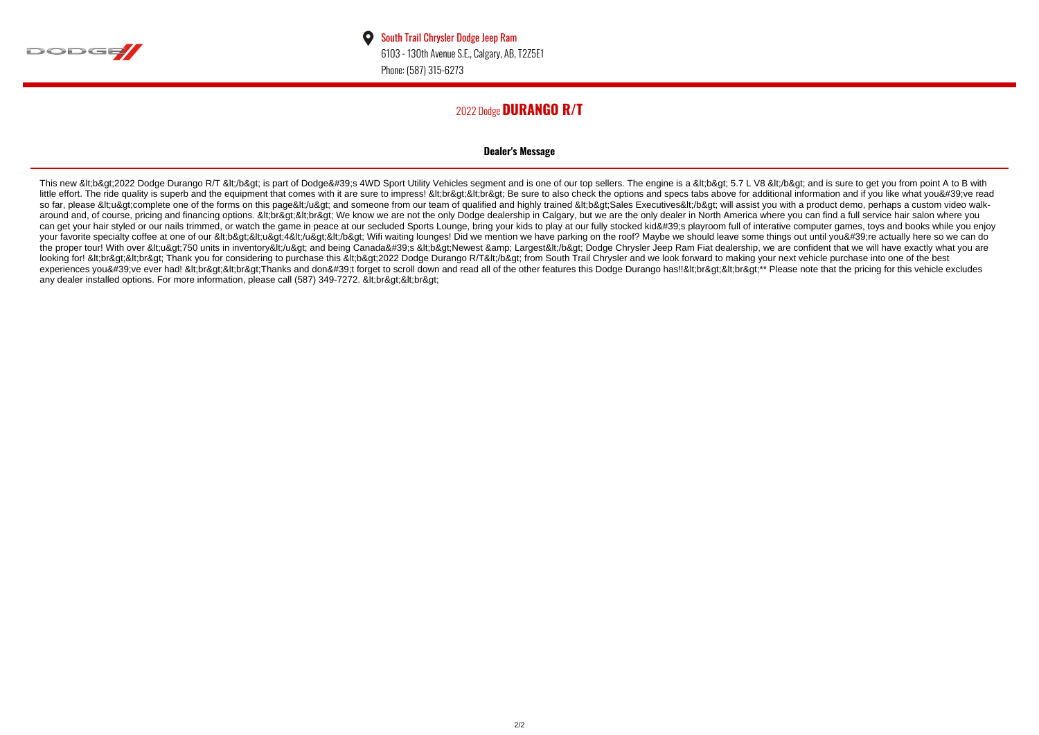South Trail Chrysler Dodge Jeep Ram
6103 - 130th Avenue S.E., Calgary, AB, T2Z5E1
Phone: (587) 315-6273

# 2022 Dodge **DURANGO R/T**

## Dealer's Message

This new &lt;b&gt;2022 Dodge Durango R/T &lt;/b&gt; is part of Dodge&#39;s 4WD Sport Utility Vehicles segment and is one of our top sellers. The engine is a &lt;b&gt; 5.7 L V8 &lt;/b&gt; and is sure to get you from point A to B with little effort. The ride quality is superb and the equipment that comes with it are sure to impress! &lt;br&gt;&lt;br&gt; Be sure to also check the options and specs tabs above for additional information and if you like what you&#39;ve read so far, please &lt;u&gt;complete one of the forms on this page&lt;/u&gt; and someone from our team of qualified and highly trained &lt;b&gt;Sales Executives&lt;/b&gt; will assist you with a product demo, perhaps a custom video walk-around and, of course, pricing and financing options. &lt;br&gt;&lt;br&gt; We know we are not the only Dodge dealership in Calgary, but we are the only dealer in North America where you can find a full service hair salon where you can get your hair styled or our nails trimmed, or watch the game in peace at our secluded Sports Lounge, bring your kids to play at our fully stocked kid&#39;s playroom full of interative computer games, toys and books while you enjoy your favorite specialty coffee at one of our &lt;b&gt;&lt;u&gt;4&lt;/u&gt;&lt;/b&gt; Wifi waiting lounges! Did we mention we have parking on the roof? Maybe we should leave some things out until you&#39;re actually here so we can do the proper tour! With over &lt;u&gt;750 units in inventory&lt;/u&gt; and being Canada&#39;s &lt;b&gt;Newest &amp; Largest&lt;/b&gt; Dodge Chrysler Jeep Ram Fiat dealership, we are confident that we will have exactly what you are looking for! &lt;br&gt;&lt;br&gt; Thank you for considering to purchase this &lt;b&gt;2022 Dodge Durango R/T&lt;/b&gt; from South Trail Chrysler and we look forward to making your next vehicle purchase into one of the best experiences you&#39;ve ever had! &lt;br&gt;&lt;br&gt;Thanks and don&#39;t forget to scroll down and read all of the other features this Dodge Durango has!!&lt;br&gt;&lt;br&gt;** Please note that the pricing for this vehicle excludes any dealer installed options. For more information, please call (587) 349-7272. &lt;br&gt;&lt;br&gt;